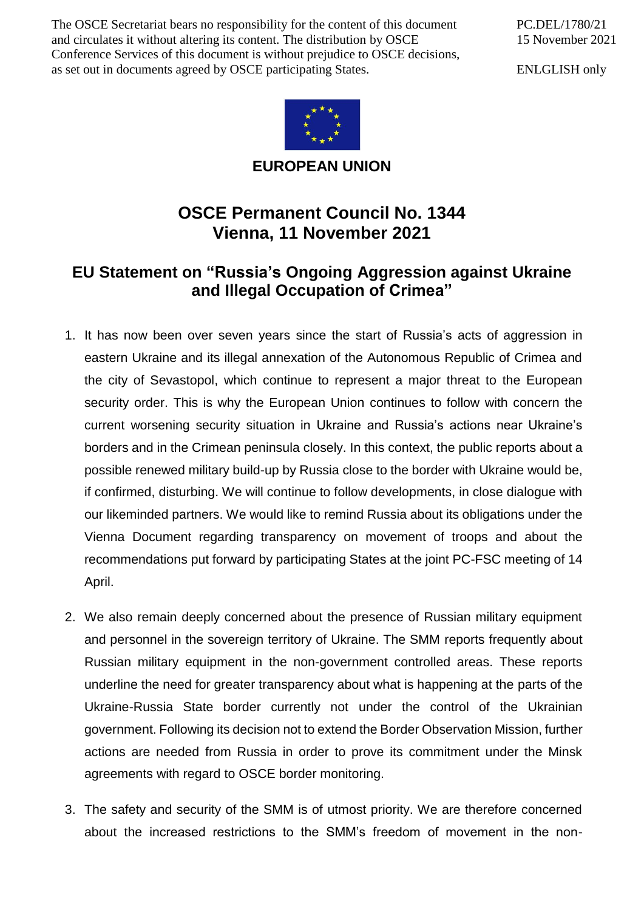The OSCE Secretariat bears no responsibility for the content of this document and circulates it without altering its content. The distribution by OSCE Conference Services of this document is without prejudice to OSCE decisions, as set out in documents agreed by OSCE participating States.

PC.DEL/1780/21
15 November 2021

ENLGLISH only

**EUROPEAN UNION**

# OSCE Permanent Council No. 1344
# Vienna, 11 November 2021

## EU Statement on "Russia's Ongoing Aggression against Ukraine and Illegal Occupation of Crimea"

1. It has now been over seven years since the start of Russia's acts of aggression in eastern Ukraine and its illegal annexation of the Autonomous Republic of Crimea and the city of Sevastopol, which continue to represent a major threat to the European security order. This is why the European Union continues to follow with concern the current worsening security situation in Ukraine and Russia's actions near Ukraine's borders and in the Crimean peninsula closely. In this context, the public reports about a possible renewed military build-up by Russia close to the border with Ukraine would be, if confirmed, disturbing. We will continue to follow developments, in close dialogue with our likeminded partners. We would like to remind Russia about its obligations under the Vienna Document regarding transparency on movement of troops and about the recommendations put forward by participating States at the joint PC-FSC meeting of 14 April.

2. We also remain deeply concerned about the presence of Russian military equipment and personnel in the sovereign territory of Ukraine. The SMM reports frequently about Russian military equipment in the non-government controlled areas. These reports underline the need for greater transparency about what is happening at the parts of the Ukraine-Russia State border currently not under the control of the Ukrainian government. Following its decision not to extend the Border Observation Mission, further actions are needed from Russia in order to prove its commitment under the Minsk agreements with regard to OSCE border monitoring.

3. The safety and security of the SMM is of utmost priority. We are therefore concerned about the increased restrictions to the SMM's freedom of movement in the non-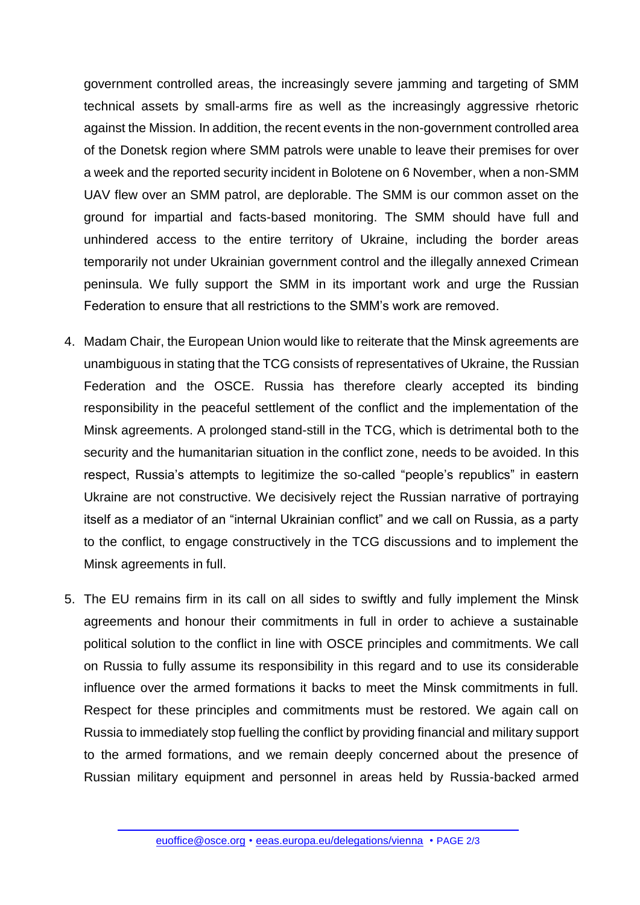government controlled areas, the increasingly severe jamming and targeting of SMM technical assets by small-arms fire as well as the increasingly aggressive rhetoric against the Mission. In addition, the recent events in the non-government controlled area of the Donetsk region where SMM patrols were unable to leave their premises for over a week and the reported security incident in Bolotene on 6 November, when a non-SMM UAV flew over an SMM patrol, are deplorable. The SMM is our common asset on the ground for impartial and facts-based monitoring. The SMM should have full and unhindered access to the entire territory of Ukraine, including the border areas temporarily not under Ukrainian government control and the illegally annexed Crimean peninsula. We fully support the SMM in its important work and urge the Russian Federation to ensure that all restrictions to the SMM's work are removed.

4. Madam Chair, the European Union would like to reiterate that the Minsk agreements are unambiguous in stating that the TCG consists of representatives of Ukraine, the Russian Federation and the OSCE. Russia has therefore clearly accepted its binding responsibility in the peaceful settlement of the conflict and the implementation of the Minsk agreements. A prolonged stand-still in the TCG, which is detrimental both to the security and the humanitarian situation in the conflict zone, needs to be avoided. In this respect, Russia's attempts to legitimize the so-called "people's republics" in eastern Ukraine are not constructive. We decisively reject the Russian narrative of portraying itself as a mediator of an "internal Ukrainian conflict" and we call on Russia, as a party to the conflict, to engage constructively in the TCG discussions and to implement the Minsk agreements in full.

5. The EU remains firm in its call on all sides to swiftly and fully implement the Minsk agreements and honour their commitments in full in order to achieve a sustainable political solution to the conflict in line with OSCE principles and commitments. We call on Russia to fully assume its responsibility in this regard and to use its considerable influence over the armed formations it backs to meet the Minsk commitments in full. Respect for these principles and commitments must be restored. We again call on Russia to immediately stop fuelling the conflict by providing financial and military support to the armed formations, and we remain deeply concerned about the presence of Russian military equipment and personnel in areas held by Russia-backed armed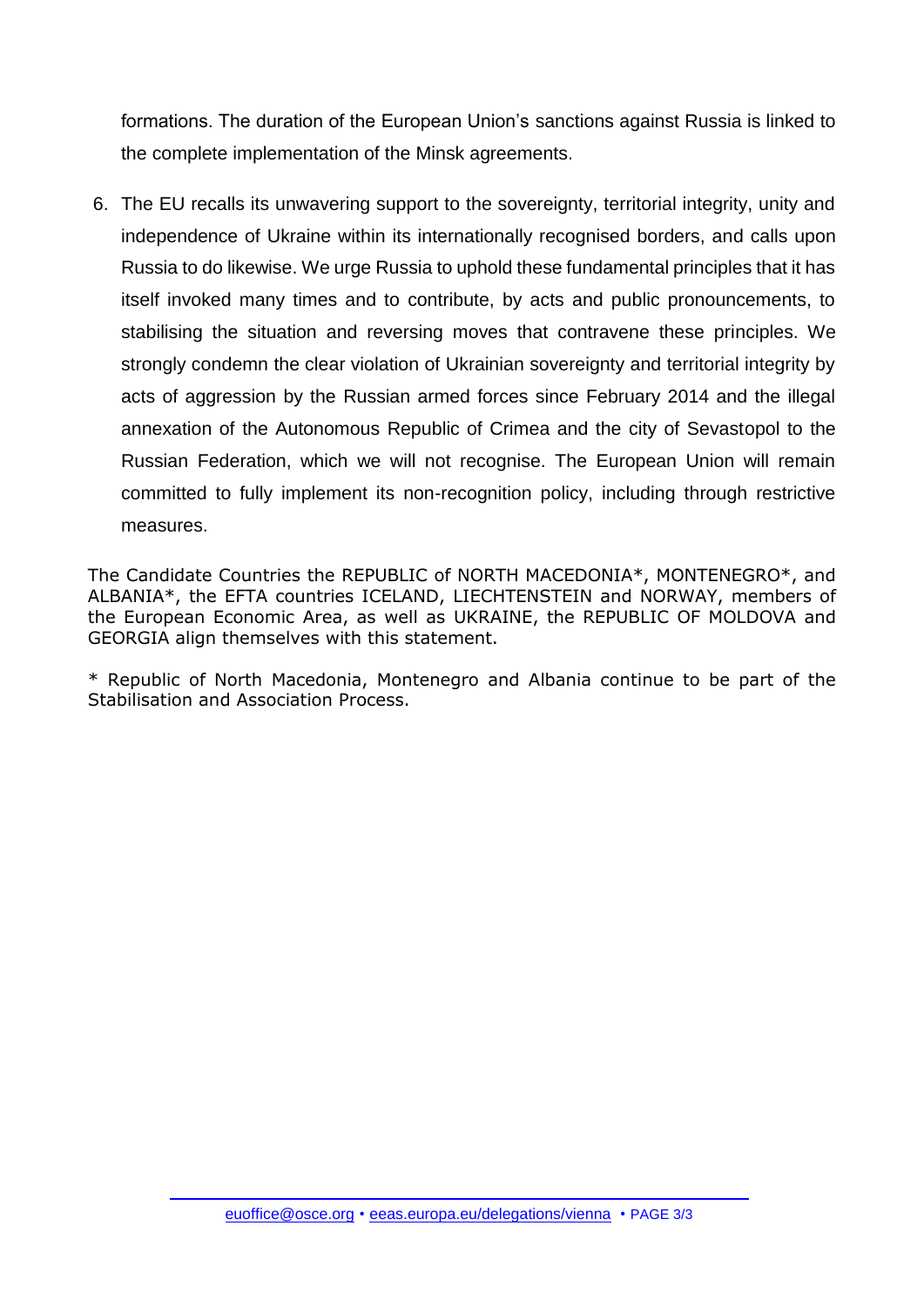formations. The duration of the European Union's sanctions against Russia is linked to the complete implementation of the Minsk agreements.

6. The EU recalls its unwavering support to the sovereignty, territorial integrity, unity and independence of Ukraine within its internationally recognised borders, and calls upon Russia to do likewise. We urge Russia to uphold these fundamental principles that it has itself invoked many times and to contribute, by acts and public pronouncements, to stabilising the situation and reversing moves that contravene these principles. We strongly condemn the clear violation of Ukrainian sovereignty and territorial integrity by acts of aggression by the Russian armed forces since February 2014 and the illegal annexation of the Autonomous Republic of Crimea and the city of Sevastopol to the Russian Federation, which we will not recognise. The European Union will remain committed to fully implement its non-recognition policy, including through restrictive measures.

The Candidate Countries the REPUBLIC of NORTH MACEDONIA*, MONTENEGRO*, and ALBANIA*, the EFTA countries ICELAND, LIECHTENSTEIN and NORWAY, members of the European Economic Area, as well as UKRAINE, the REPUBLIC OF MOLDOVA and GEORGIA align themselves with this statement.

* Republic of North Macedonia, Montenegro and Albania continue to be part of the Stabilisation and Association Process.